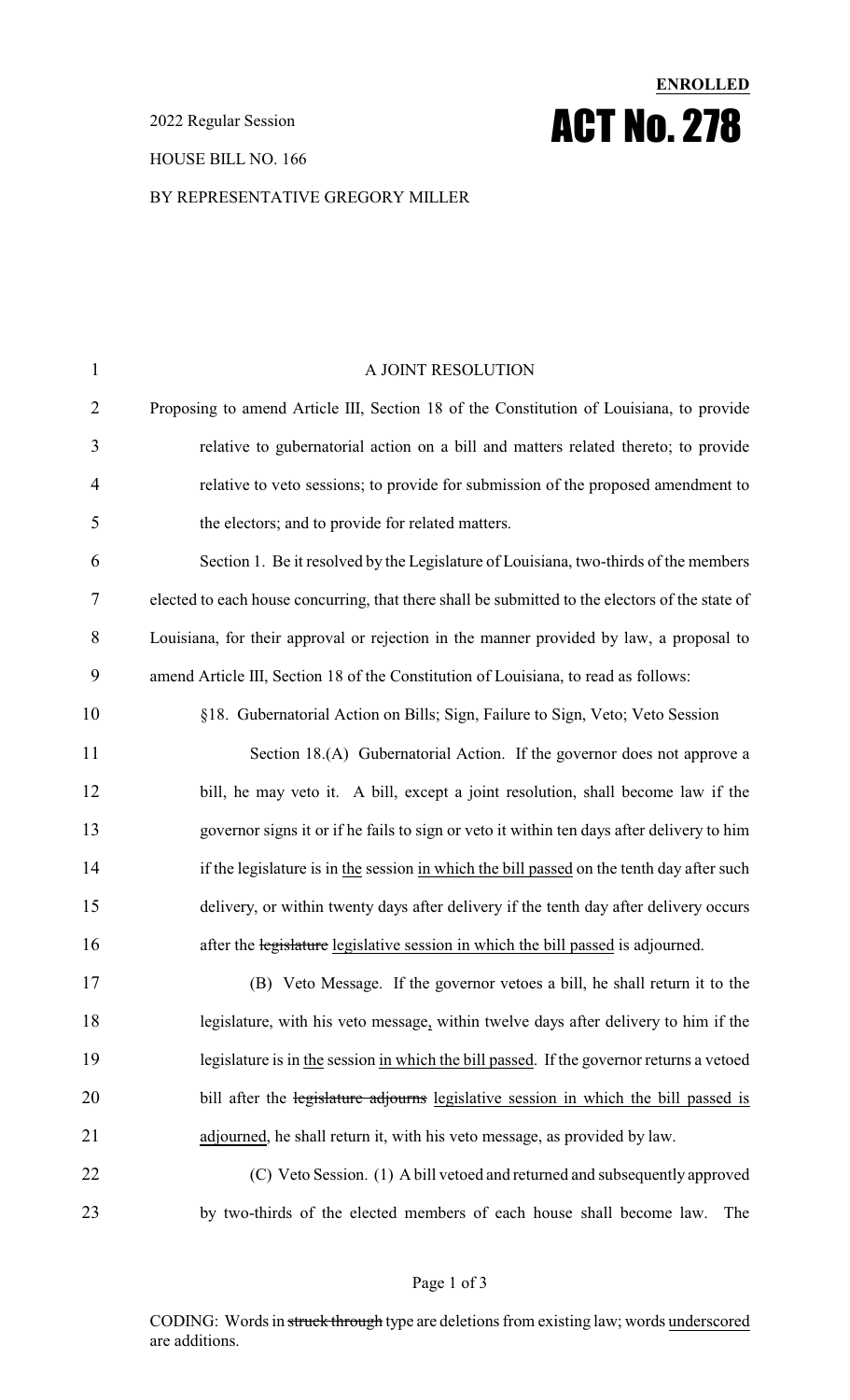ENROLLED

2022 Regular Session

# ACT No. 278

HOUSE BILL NO. 166

BY REPRESENTATIVE GREGORY MILLER

A JOINT RESOLUTION

Proposing to amend Article III, Section 18 of the Constitution of Louisiana, to provide relative to gubernatorial action on a bill and matters related thereto; to provide relative to veto sessions; to provide for submission of the proposed amendment to the electors; and to provide for related matters.

Section 1. Be it resolved by the Legislature of Louisiana, two-thirds of the members elected to each house concurring, that there shall be submitted to the electors of the state of Louisiana, for their approval or rejection in the manner provided by law, a proposal to amend Article III, Section 18 of the Constitution of Louisiana, to read as follows:

§18. Gubernatorial Action on Bills; Sign, Failure to Sign, Veto; Veto Session

Section 18.(A) Gubernatorial Action. If the governor does not approve a bill, he may veto it. A bill, except a joint resolution, shall become law if the governor signs it or if he fails to sign or veto it within ten days after delivery to him if the legislature is in <u>the</u> session <u>in which the bill passed</u> on the tenth day after such delivery, or within twenty days after delivery if the tenth day after delivery occurs after the ~~legislature~~ <u>legislative session in which the bill passed</u> is adjourned.

(B) Veto Message. If the governor vetoes a bill, he shall return it to the legislature, with his veto message<u>,</u> within twelve days after delivery to him if the legislature is in <u>the</u> session <u>in which the bill passed</u>. If the governor returns a vetoed bill after the ~~legislature adjourns~~ <u>legislative session in which the bill passed is adjourned</u>, he shall return it, with his veto message, as provided by law.

(C) Veto Session. (1) A bill vetoed and returned and subsequently approved by two-thirds of the elected members of each house shall become law. The

CODING: Words in ~~struck through~~ type are deletions from existing law; words <u>underscored</u> are additions.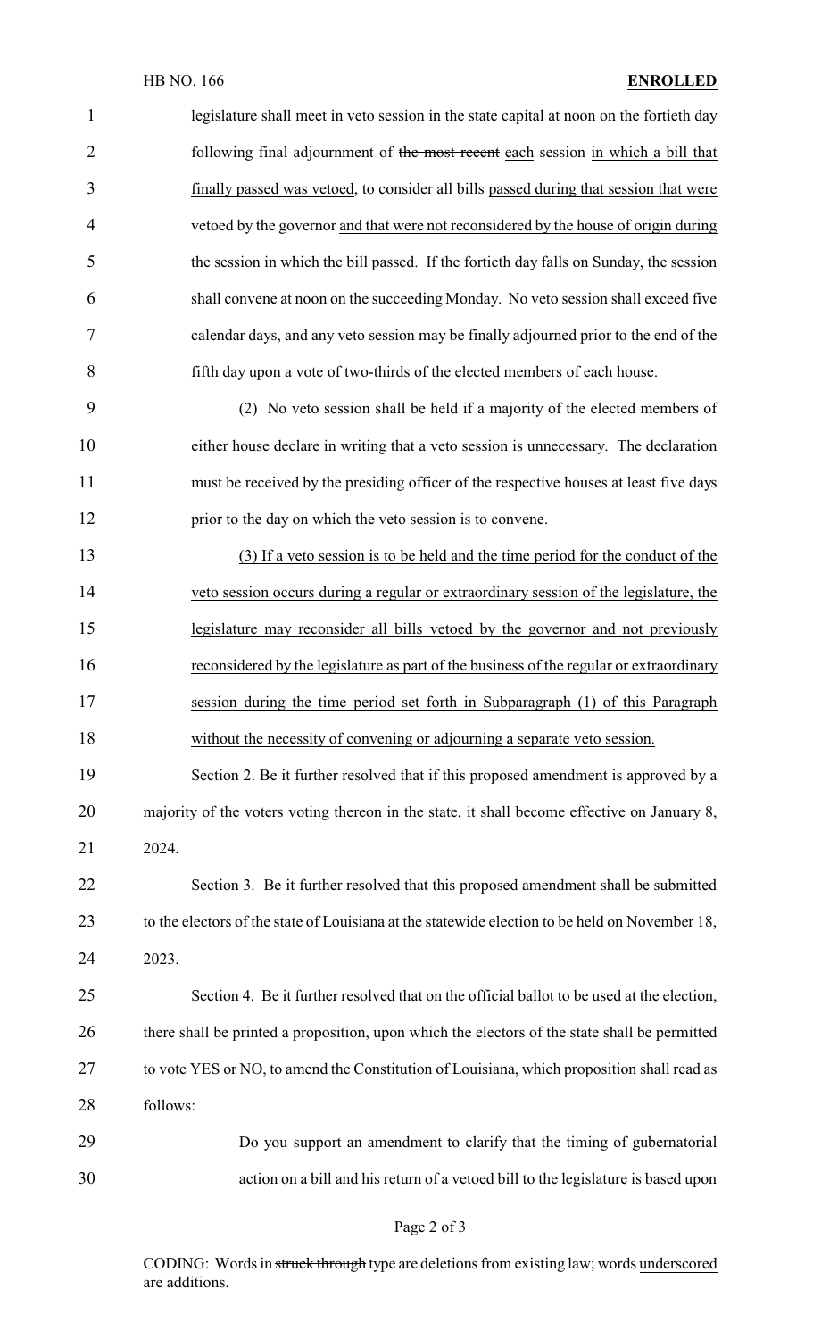legislature shall meet in veto session in the state capital at noon on the fortieth day following final adjournment of ~~the most recent~~ <u>each</u> session <u>in which a bill that finally passed was vetoed</u>, to consider all bills <u>passed during that session that were</u> vetoed by the governor <u>and that were not reconsidered by the house of origin during the session in which the bill passed</u>. If the fortieth day falls on Sunday, the session shall convene at noon on the succeeding Monday. No veto session shall exceed five calendar days, and any veto session may be finally adjourned prior to the end of the fifth day upon a vote of two-thirds of the elected members of each house.

(2) No veto session shall be held if a majority of the elected members of either house declare in writing that a veto session is unnecessary. The declaration must be received by the presiding officer of the respective houses at least five days prior to the day on which the veto session is to convene.

<u>(3) If a veto session is to be held and the time period for the conduct of the veto session occurs during a regular or extraordinary session of the legislature, the legislature may reconsider all bills vetoed by the governor and not previously reconsidered by the legislature as part of the business of the regular or extraordinary session during the time period set forth in Subparagraph (1) of this Paragraph without the necessity of convening or adjourning a separate veto session.</u>

Section 2. Be it further resolved that if this proposed amendment is approved by a majority of the voters voting thereon in the state, it shall become effective on January 8, 2024.

Section 3. Be it further resolved that this proposed amendment shall be submitted to the electors of the state of Louisiana at the statewide election to be held on November 18, 2023.

Section 4. Be it further resolved that on the official ballot to be used at the election, there shall be printed a proposition, upon which the electors of the state shall be permitted to vote YES or NO, to amend the Constitution of Louisiana, which proposition shall read as follows:

Do you support an amendment to clarify that the timing of gubernatorial action on a bill and his return of a vetoed bill to the legislature is based upon

CODING: Words in ~~struck through~~ type are deletions from existing law; words <u>underscored</u> are additions.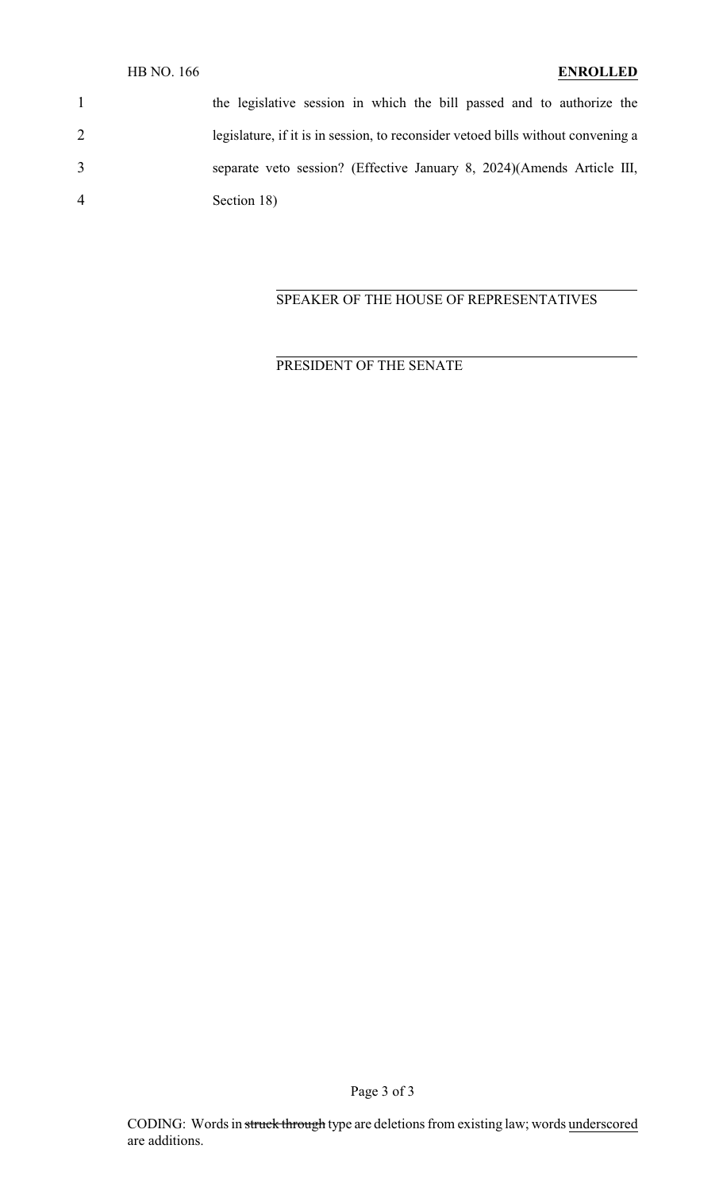the legislative session in which the bill passed and to authorize the legislature, if it is in session, to reconsider vetoed bills without convening a separate veto session? (Effective January 8, 2024)(Amends Article III, Section 18)

SPEAKER OF THE HOUSE OF REPRESENTATIVES

PRESIDENT OF THE SENATE

CODING: Words in struck through type are deletions from existing law; words underscored are additions.